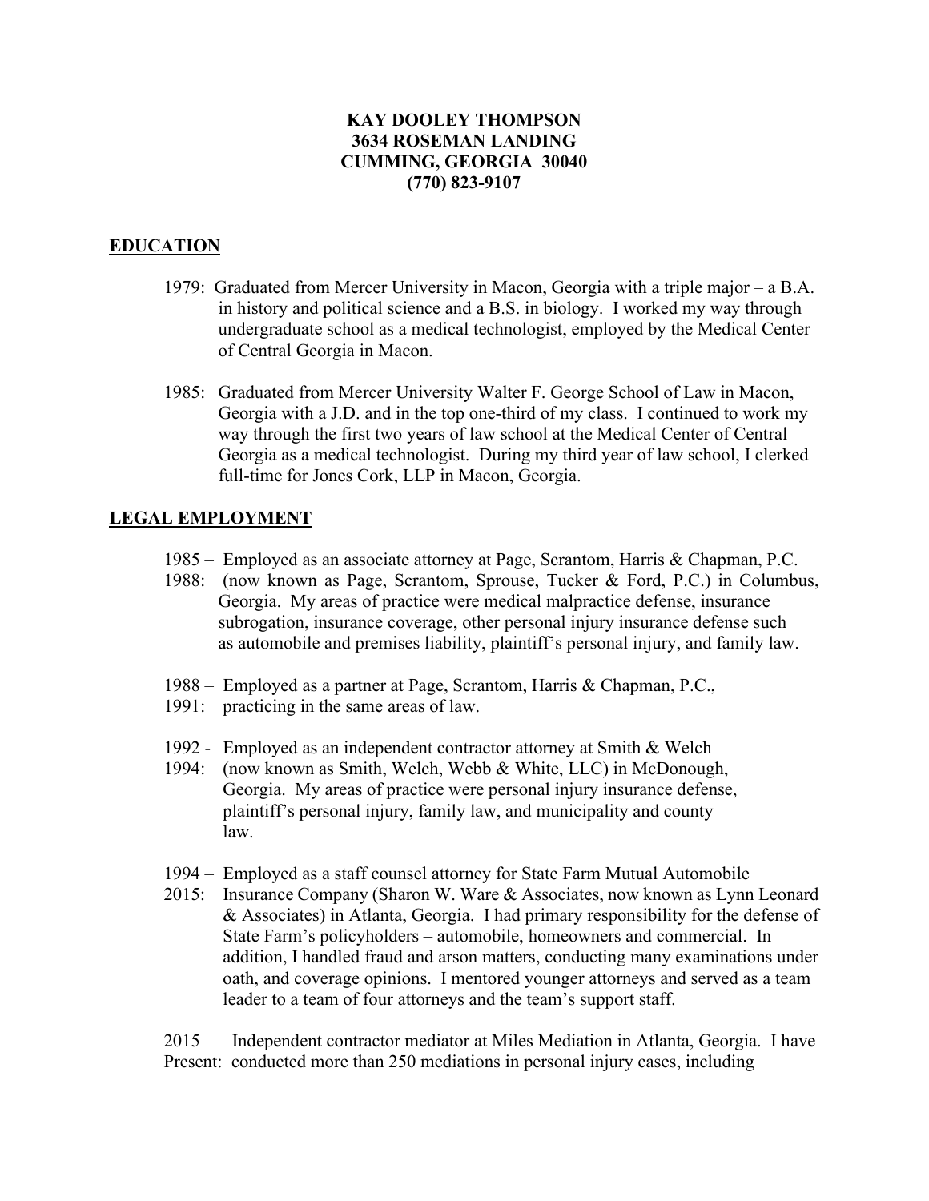**KAY DOOLEY THOMPSON**
**3634 ROSEMAN LANDING**
**CUMMING, GEORGIA 30040**
**(770) 823-9107**

## EDUCATION

1979: Graduated from Mercer University in Macon, Georgia with a triple major – a B.A. in history and political science and a B.S. in biology. I worked my way through undergraduate school as a medical technologist, employed by the Medical Center of Central Georgia in Macon.

1985: Graduated from Mercer University Walter F. George School of Law in Macon, Georgia with a J.D. and in the top one-third of my class. I continued to work my way through the first two years of law school at the Medical Center of Central Georgia as a medical technologist. During my third year of law school, I clerked full-time for Jones Cork, LLP in Macon, Georgia.

## LEGAL EMPLOYMENT

1985 – 1988: Employed as an associate attorney at Page, Scrantom, Harris & Chapman, P.C. (now known as Page, Scrantom, Sprouse, Tucker & Ford, P.C.) in Columbus, Georgia. My areas of practice were medical malpractice defense, insurance subrogation, insurance coverage, other personal injury insurance defense such as automobile and premises liability, plaintiff's personal injury, and family law.

1988 – 1991: Employed as a partner at Page, Scrantom, Harris & Chapman, P.C., practicing in the same areas of law.

1992 - 1994: Employed as an independent contractor attorney at Smith & Welch (now known as Smith, Welch, Webb & White, LLC) in McDonough, Georgia. My areas of practice were personal injury insurance defense, plaintiff's personal injury, family law, and municipality and county law.

1994 – 2015: Employed as a staff counsel attorney for State Farm Mutual Automobile Insurance Company (Sharon W. Ware & Associates, now known as Lynn Leonard & Associates) in Atlanta, Georgia. I had primary responsibility for the defense of State Farm's policyholders – automobile, homeowners and commercial. In addition, I handled fraud and arson matters, conducting many examinations under oath, and coverage opinions. I mentored younger attorneys and served as a team leader to a team of four attorneys and the team's support staff.

2015 – Present: Independent contractor mediator at Miles Mediation in Atlanta, Georgia. I have conducted more than 250 mediations in personal injury cases, including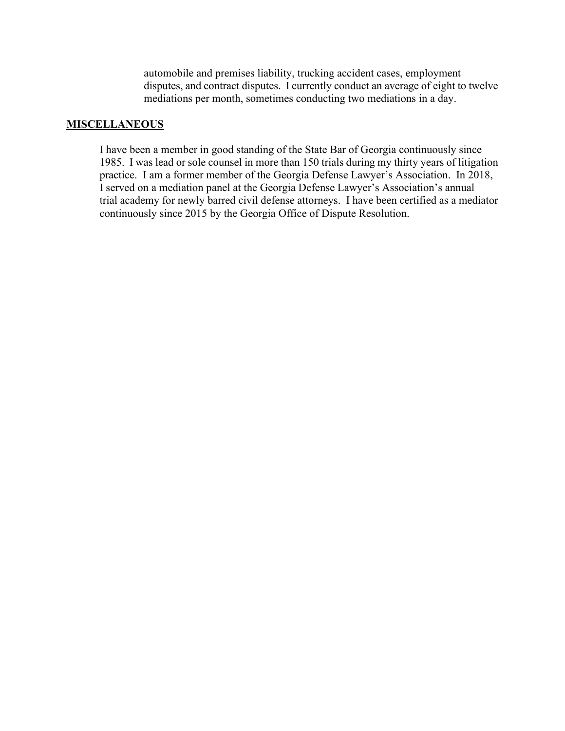automobile and premises liability, trucking accident cases, employment disputes, and contract disputes. I currently conduct an average of eight to twelve mediations per month, sometimes conducting two mediations in a day.

## MISCELLANEOUS

I have been a member in good standing of the State Bar of Georgia continuously since 1985. I was lead or sole counsel in more than 150 trials during my thirty years of litigation practice. I am a former member of the Georgia Defense Lawyer's Association. In 2018, I served on a mediation panel at the Georgia Defense Lawyer's Association's annual trial academy for newly barred civil defense attorneys. I have been certified as a mediator continuously since 2015 by the Georgia Office of Dispute Resolution.